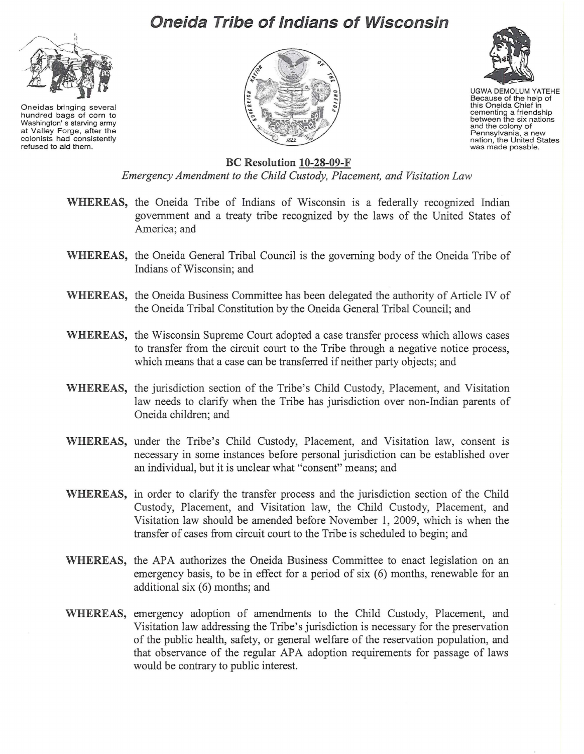# Oneida Tribe of Indians of Wisconsin

Oneidas bringing several hundred bags of corn to Washington's starving army at Valley Forge, after the colonists had consistently refused to aid them.

UGWA DEMOLUM YATEHE
Because of the help of this Oneida Chief in cementing a friendship between the six nations and the colony of Pennsylvania, a new nation, the United States was made possble.

## BC Resolution 10-28-09-F

*Emergency Amendment to the Child Custody, Placement, and Visitation Law*

**WHEREAS,** the Oneida Tribe of Indians of Wisconsin is a federally recognized Indian government and a treaty tribe recognized by the laws of the United States of America; and

**WHEREAS,** the Oneida General Tribal Council is the governing body of the Oneida Tribe of Indians of Wisconsin; and

**WHEREAS,** the Oneida Business Committee has been delegated the authority of Article IV of the Oneida Tribal Constitution by the Oneida General Tribal Council; and

**WHEREAS,** the Wisconsin Supreme Court adopted a case transfer process which allows cases to transfer from the circuit court to the Tribe through a negative notice process, which means that a case can be transferred if neither party objects; and

**WHEREAS,** the jurisdiction section of the Tribe's Child Custody, Placement, and Visitation law needs to clarify when the Tribe has jurisdiction over non-Indian parents of Oneida children; and

**WHEREAS,** under the Tribe's Child Custody, Placement, and Visitation law, consent is necessary in some instances before personal jurisdiction can be established over an individual, but it is unclear what "consent" means; and

**WHEREAS,** in order to clarify the transfer process and the jurisdiction section of the Child Custody, Placement, and Visitation law, the Child Custody, Placement, and Visitation law should be amended before November 1, 2009, which is when the transfer of cases from circuit court to the Tribe is scheduled to begin; and

**WHEREAS,** the APA authorizes the Oneida Business Committee to enact legislation on an emergency basis, to be in effect for a period of six (6) months, renewable for an additional six (6) months; and

**WHEREAS,** emergency adoption of amendments to the Child Custody, Placement, and Visitation law addressing the Tribe's jurisdiction is necessary for the preservation of the public health, safety, or general welfare of the reservation population, and that observance of the regular APA adoption requirements for passage of laws would be contrary to public interest.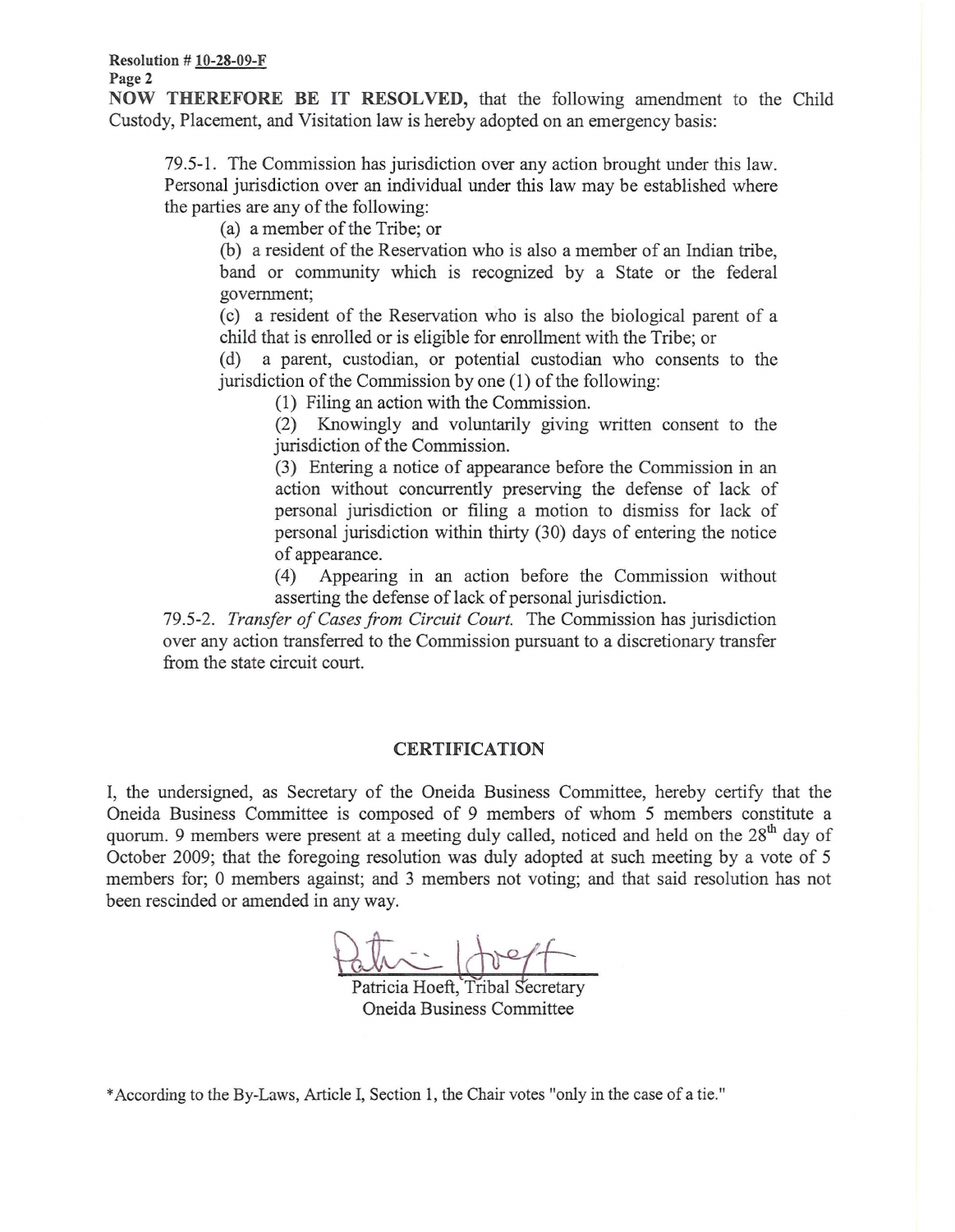**Resolution # 10-28-09-F**
**Page 2**

**NOW THEREFORE BE IT RESOLVED,** that the following amendment to the Child Custody, Placement, and Visitation law is hereby adopted on an emergency basis:

> 79.5-1. The Commission has jurisdiction over any action brought under this law. Personal jurisdiction over an individual under this law may be established where the parties are any of the following:
>
> (a) a member of the Tribe; or
>
> (b) a resident of the Reservation who is also a member of an Indian tribe, band or community which is recognized by a State or the federal government;
>
> (c) a resident of the Reservation who is also the biological parent of a child that is enrolled or is eligible for enrollment with the Tribe; or
>
> (d) a parent, custodian, or potential custodian who consents to the jurisdiction of the Commission by one (1) of the following:
>
> (1) Filing an action with the Commission.
>
> (2) Knowingly and voluntarily giving written consent to the jurisdiction of the Commission.
>
> (3) Entering a notice of appearance before the Commission in an action without concurrently preserving the defense of lack of personal jurisdiction or filing a motion to dismiss for lack of personal jurisdiction within thirty (30) days of entering the notice of appearance.
>
> (4) Appearing in an action before the Commission without asserting the defense of lack of personal jurisdiction.
>
> 79.5-2. *Transfer of Cases from Circuit Court.* The Commission has jurisdiction over any action transferred to the Commission pursuant to a discretionary transfer from the state circuit court.

## CERTIFICATION

I, the undersigned, as Secretary of the Oneida Business Committee, hereby certify that the Oneida Business Committee is composed of 9 members of whom 5 members constitute a quorum. 9 members were present at a meeting duly called, noticed and held on the 28th day of October 2009; that the foregoing resolution was duly adopted at such meeting by a vote of 5 members for; 0 members against; and 3 members not voting; and that said resolution has not been rescinded or amended in any way.

Patricia Hoeft, Tribal Secretary
Oneida Business Committee

*According to the By-Laws, Article I, Section 1, the Chair votes "only in the case of a tie."